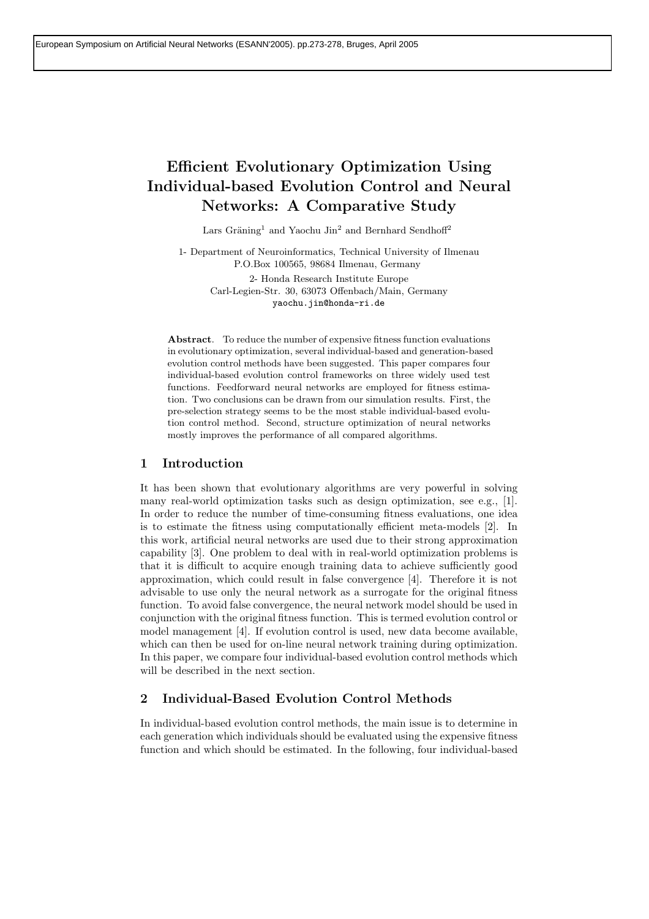# Efficient Evolutionary Optimization Using Individual-based Evolution Control and Neural Networks: A Comparative Study

Lars Gräning[1] and Yaochu Jin[2] and Bernhard Sendhoff[2]

1- Department of Neuroinformatics, Technical University of Ilmenau
P.O.Box 100565, 98684 Ilmenau, Germany

2- Honda Research Institute Europe
Carl-Legien-Str. 30, 63073 Offenbach/Main, Germany
yaochu.jin@honda-ri.de

**Abstract**. To reduce the number of expensive fitness function evaluations in evolutionary optimization, several individual-based and generation-based evolution control methods have been suggested. This paper compares four individual-based evolution control frameworks on three widely used test functions. Feedforward neural networks are employed for fitness estimation. Two conclusions can be drawn from our simulation results. First, the pre-selection strategy seems to be the most stable individual-based evolution control method. Second, structure optimization of neural networks mostly improves the performance of all compared algorithms.

## 1 Introduction

It has been shown that evolutionary algorithms are very powerful in solving many real-world optimization tasks such as design optimization, see e.g., [1]. In order to reduce the number of time-consuming fitness evaluations, one idea is to estimate the fitness using computationally efficient meta-models [2]. In this work, artificial neural networks are used due to their strong approximation capability [3]. One problem to deal with in real-world optimization problems is that it is difficult to acquire enough training data to achieve sufficiently good approximation, which could result in false convergence [4]. Therefore it is not advisable to use only the neural network as a surrogate for the original fitness function. To avoid false convergence, the neural network model should be used in conjunction with the original fitness function. This is termed evolution control or model management [4]. If evolution control is used, new data become available, which can then be used for on-line neural network training during optimization. In this paper, we compare four individual-based evolution control methods which will be described in the next section.

## 2 Individual-Based Evolution Control Methods

In individual-based evolution control methods, the main issue is to determine in each generation which individuals should be evaluated using the expensive fitness function and which should be estimated. In the following, four individual-based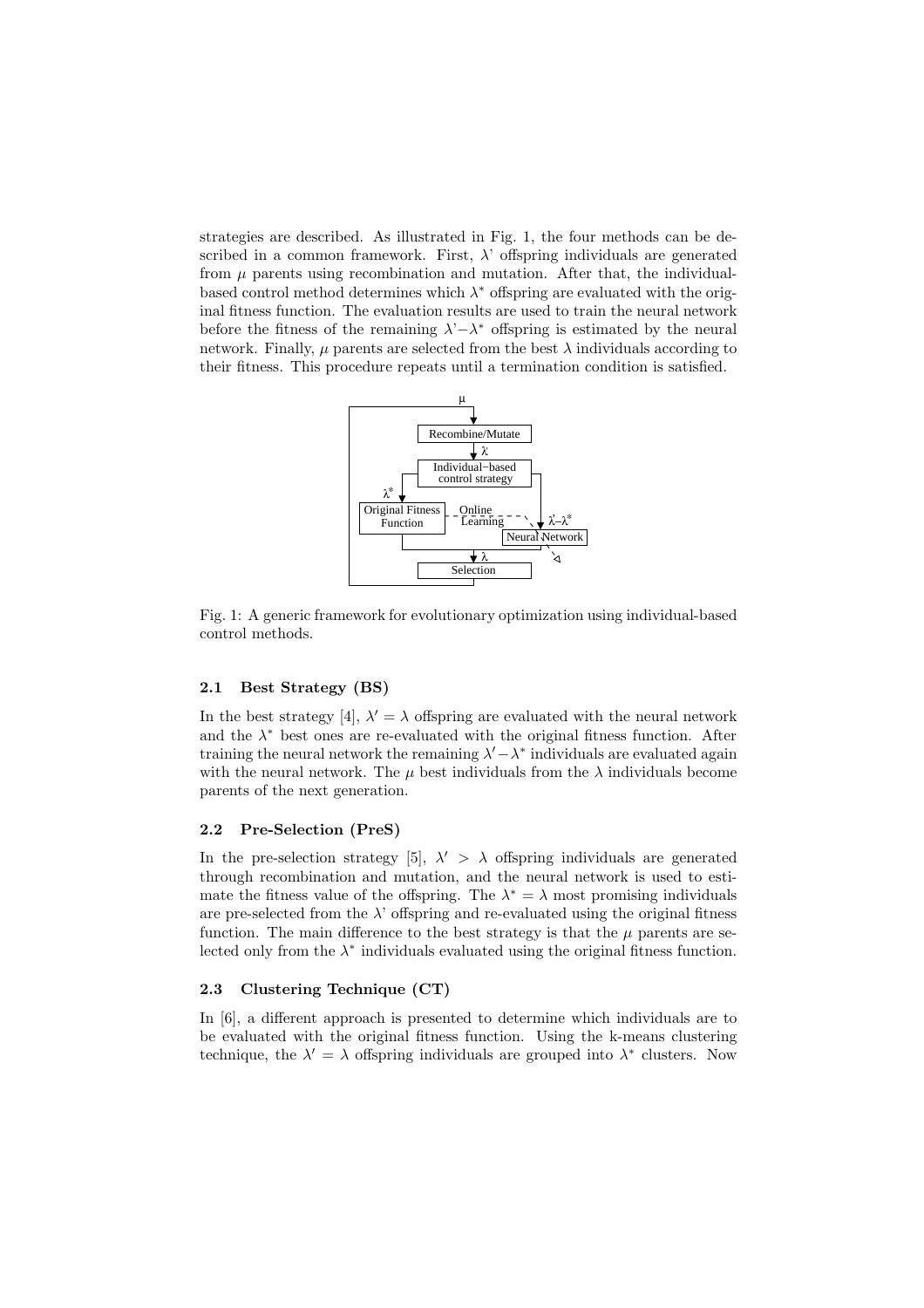strategies are described. As illustrated in Fig. 1, the four methods can be described in a common framework. First, $\lambda$' offspring individuals are generated from $\mu$ parents using recombination and mutation. After that, the individual-based control method determines which $\lambda^*$ offspring are evaluated with the original fitness function. The evaluation results are used to train the neural network before the fitness of the remaining $\lambda$'$-\lambda^*$ offspring is estimated by the neural network. Finally, $\mu$ parents are selected from the best $\lambda$ individuals according to their fitness. This procedure repeats until a termination condition is satisfied.

Fig. 1: A generic framework for evolutionary optimization using individual-based control methods.

### 2.1 Best Strategy (BS)

In the best strategy [4], $\lambda' = \lambda$ offspring are evaluated with the neural network and the $\lambda^*$ best ones are re-evaluated with the original fitness function. After training the neural network the remaining $\lambda' - \lambda^*$ individuals are evaluated again with the neural network. The $\mu$ best individuals from the $\lambda$ individuals become parents of the next generation.

### 2.2 Pre-Selection (PreS)

In the pre-selection strategy [5], $\lambda' > \lambda$ offspring individuals are generated through recombination and mutation, and the neural network is used to estimate the fitness value of the offspring. The $\lambda^* = \lambda$ most promising individuals are pre-selected from the $\lambda$' offspring and re-evaluated using the original fitness function. The main difference to the best strategy is that the $\mu$ parents are selected only from the $\lambda^*$ individuals evaluated using the original fitness function.

### 2.3 Clustering Technique (CT)

In [6], a different approach is presented to determine which individuals are to be evaluated with the original fitness function. Using the k-means clustering technique, the $\lambda' = \lambda$ offspring individuals are grouped into $\lambda^*$ clusters. Now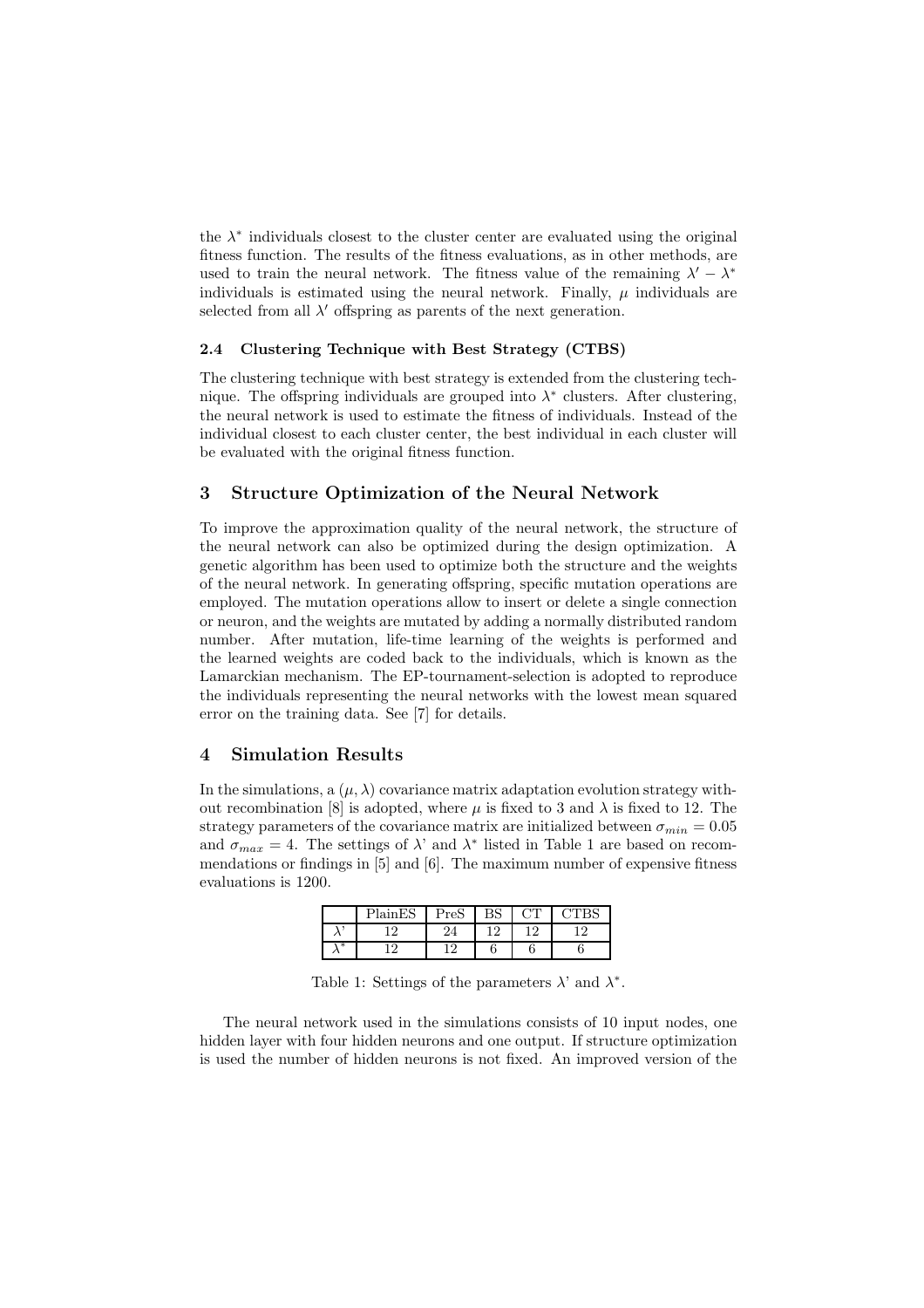the $\lambda^*$ individuals closest to the cluster center are evaluated using the original fitness function. The results of the fitness evaluations, as in other methods, are used to train the neural network. The fitness value of the remaining $\lambda' - \lambda^*$ individuals is estimated using the neural network. Finally, $\mu$ individuals are selected from all $\lambda'$ offspring as parents of the next generation.

### 2.4 Clustering Technique with Best Strategy (CTBS)

The clustering technique with best strategy is extended from the clustering technique. The offspring individuals are grouped into $\lambda^*$ clusters. After clustering, the neural network is used to estimate the fitness of individuals. Instead of the individual closest to each cluster center, the best individual in each cluster will be evaluated with the original fitness function.

## 3 Structure Optimization of the Neural Network

To improve the approximation quality of the neural network, the structure of the neural network can also be optimized during the design optimization. A genetic algorithm has been used to optimize both the structure and the weights of the neural network. In generating offspring, specific mutation operations are employed. The mutation operations allow to insert or delete a single connection or neuron, and the weights are mutated by adding a normally distributed random number. After mutation, life-time learning of the weights is performed and the learned weights are coded back to the individuals, which is known as the Lamarckian mechanism. The EP-tournament-selection is adopted to reproduce the individuals representing the neural networks with the lowest mean squared error on the training data. See [7] for details.

## 4 Simulation Results

In the simulations, a $(\mu, \lambda)$ covariance matrix adaptation evolution strategy without recombination [8] is adopted, where $\mu$ is fixed to 3 and $\lambda$ is fixed to 12. The strategy parameters of the covariance matrix are initialized between $\sigma_{min} = 0.05$ and $\sigma_{max} = 4$. The settings of $\lambda$' and $\lambda^*$ listed in Table 1 are based on recommendations or findings in [5] and [6]. The maximum number of expensive fitness evaluations is 1200.

| | PlainES | PreS | BS | CT | CTBS |
|---|---|---|---|---|---|
| $\lambda$' | 12 | 24 | 12 | 12 | 12 |
| $\lambda^*$ | 12 | 12 | 6 | 6 | 6 |

Table 1: Settings of the parameters $\lambda$' and $\lambda^*$.

The neural network used in the simulations consists of 10 input nodes, one hidden layer with four hidden neurons and one output. If structure optimization is used the number of hidden neurons is not fixed. An improved version of the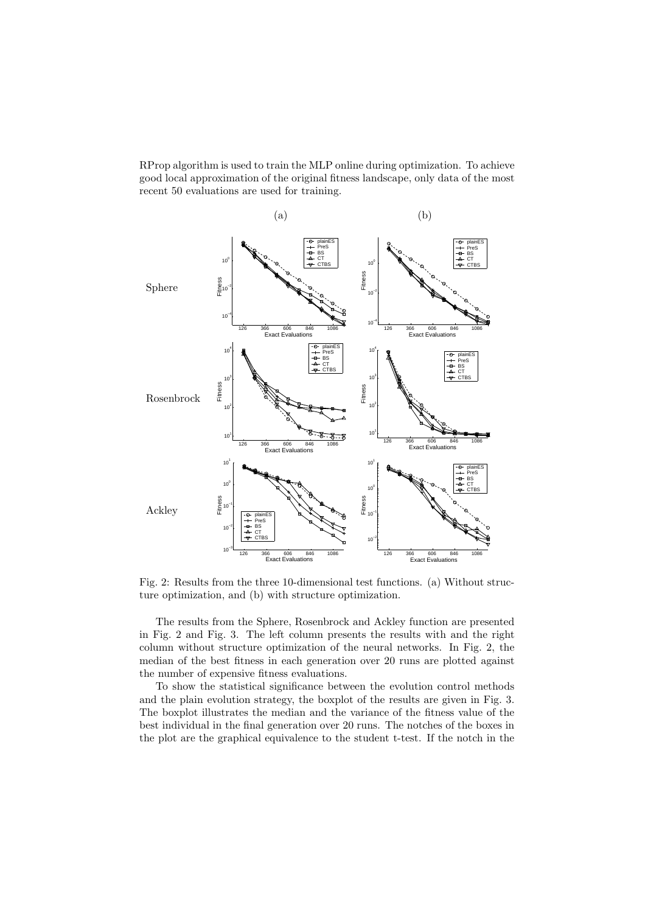RProp algorithm is used to train the MLP online during optimization. To achieve good local approximation of the original fitness landscape, only data of the most recent 50 evaluations are used for training.

Fig. 2: Results from the three 10-dimensional test functions. (a) Without structure optimization, and (b) with structure optimization.

The results from the Sphere, Rosenbrock and Ackley function are presented in Fig. 2 and Fig. 3. The left column presents the results with and the right column without structure optimization of the neural networks. In Fig. 2, the median of the best fitness in each generation over 20 runs are plotted against the number of expensive fitness evaluations.

To show the statistical significance between the evolution control methods and the plain evolution strategy, the boxplot of the results are given in Fig. 3. The boxplot illustrates the median and the variance of the fitness value of the best individual in the final generation over 20 runs. The notches of the boxes in the plot are the graphical equivalence to the student t-test. If the notch in the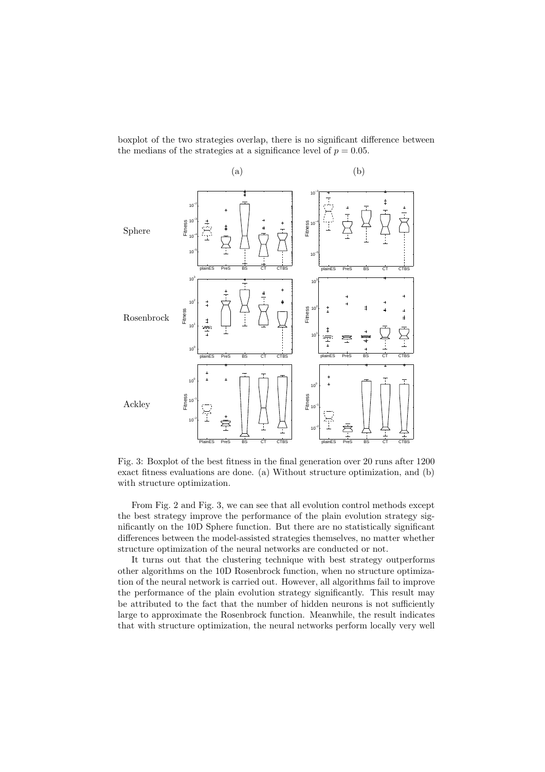boxplot of the two strategies overlap, there is no significant difference between the medians of the strategies at a significance level of $p = 0.05$.

Fig. 3: Boxplot of the best fitness in the final generation over 20 runs after 1200 exact fitness evaluations are done. (a) Without structure optimization, and (b) with structure optimization.

From Fig. 2 and Fig. 3, we can see that all evolution control methods except the best strategy improve the performance of the plain evolution strategy significantly on the 10D Sphere function. But there are no statistically significant differences between the model-assisted strategies themselves, no matter whether structure optimization of the neural networks are conducted or not.

It turns out that the clustering technique with best strategy outperforms other algorithms on the 10D Rosenbrock function, when no structure optimization of the neural network is carried out. However, all algorithms fail to improve the performance of the plain evolution strategy significantly. This result may be attributed to the fact that the number of hidden neurons is not sufficiently large to approximate the Rosenbrock function. Meanwhile, the result indicates that with structure optimization, the neural networks perform locally very well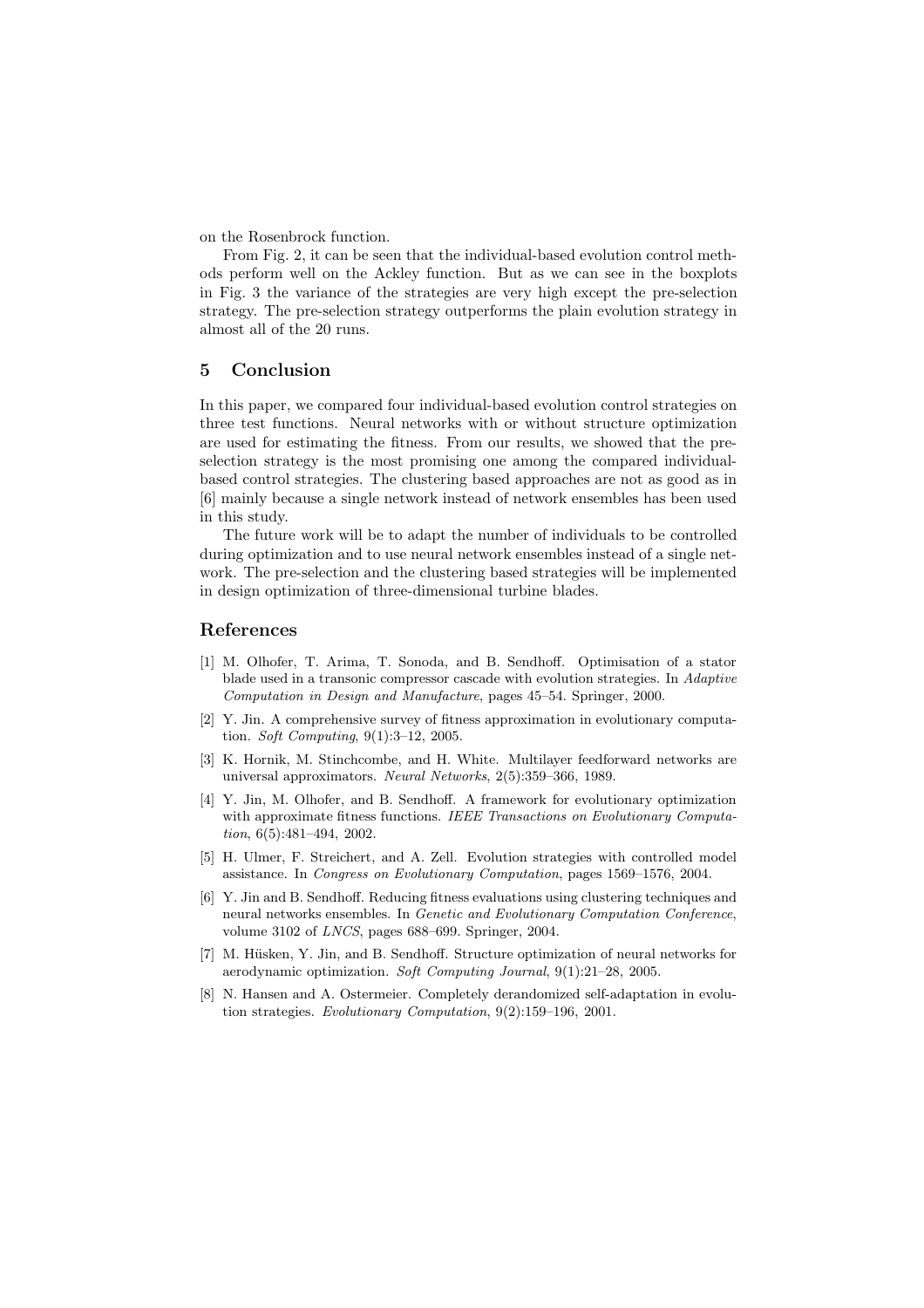on the Rosenbrock function.

From Fig. 2, it can be seen that the individual-based evolution control methods perform well on the Ackley function. But as we can see in the boxplots in Fig. 3 the variance of the strategies are very high except the pre-selection strategy. The pre-selection strategy outperforms the plain evolution strategy in almost all of the 20 runs.

## 5 Conclusion

In this paper, we compared four individual-based evolution control strategies on three test functions. Neural networks with or without structure optimization are used for estimating the fitness. From our results, we showed that the pre-selection strategy is the most promising one among the compared individual-based control strategies. The clustering based approaches are not as good as in [6] mainly because a single network instead of network ensembles has been used in this study.

The future work will be to adapt the number of individuals to be controlled during optimization and to use neural network ensembles instead of a single network. The pre-selection and the clustering based strategies will be implemented in design optimization of three-dimensional turbine blades.

## References

[1] M. Olhofer, T. Arima, T. Sonoda, and B. Sendhoff. Optimisation of a stator blade used in a transonic compressor cascade with evolution strategies. In *Adaptive Computation in Design and Manufacture*, pages 45–54. Springer, 2000.

[2] Y. Jin. A comprehensive survey of fitness approximation in evolutionary computation. *Soft Computing*, 9(1):3–12, 2005.

[3] K. Hornik, M. Stinchcombe, and H. White. Multilayer feedforward networks are universal approximators. *Neural Networks*, 2(5):359–366, 1989.

[4] Y. Jin, M. Olhofer, and B. Sendhoff. A framework for evolutionary optimization with approximate fitness functions. *IEEE Transactions on Evolutionary Computation*, 6(5):481–494, 2002.

[5] H. Ulmer, F. Streichert, and A. Zell. Evolution strategies with controlled model assistance. In *Congress on Evolutionary Computation*, pages 1569–1576, 2004.

[6] Y. Jin and B. Sendhoff. Reducing fitness evaluations using clustering techniques and neural networks ensembles. In *Genetic and Evolutionary Computation Conference*, volume 3102 of *LNCS*, pages 688–699. Springer, 2004.

[7] M. Hüsken, Y. Jin, and B. Sendhoff. Structure optimization of neural networks for aerodynamic optimization. *Soft Computing Journal*, 9(1):21–28, 2005.

[8] N. Hansen and A. Ostermeier. Completely derandomized self-adaptation in evolution strategies. *Evolutionary Computation*, 9(2):159–196, 2001.